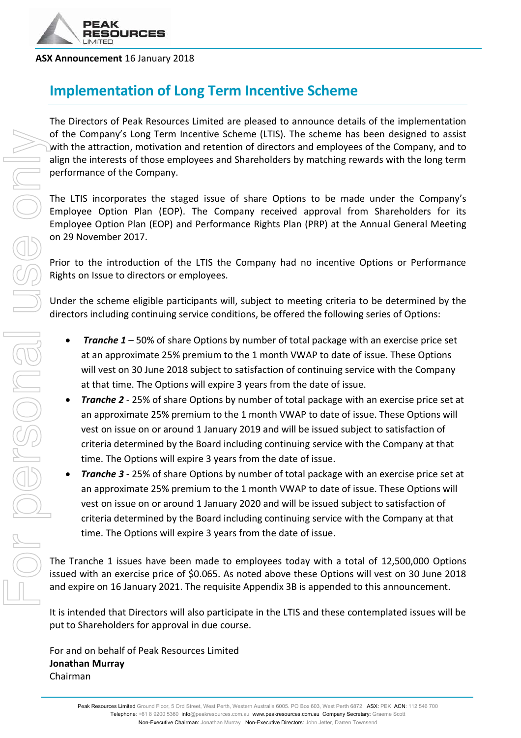**ASX Announcement** 16 January 2018

# Implementation of Long Term Incentive Scheme

The Directors of Peak Resources Limited are pleased to announce details of the implementation of the Company's Long Term Incentive Scheme (LTIS). The scheme has been designed to assist with the attraction, motivation and retention of directors and employees of the Company, and to align the interests of those employees and Shareholders by matching rewards with the long term performance of the Company.

The LTIS incorporates the staged issue of share Options to be made under the Company's Employee Option Plan (EOP). The Company received approval from Shareholders for its Employee Option Plan (EOP) and Performance Rights Plan (PRP) at the Annual General Meeting on 29 November 2017.

Prior to the introduction of the LTIS the Company had no incentive Options or Performance Rights on Issue to directors or employees.

Under the scheme eligible participants will, subject to meeting criteria to be determined by the directors including continuing service conditions, be offered the following series of Options:

- ***Tranche 1*** – 50% of share Options by number of total package with an exercise price set at an approximate 25% premium to the 1 month VWAP to date of issue. These Options will vest on 30 June 2018 subject to satisfaction of continuing service with the Company at that time. The Options will expire 3 years from the date of issue.
- ***Tranche 2*** - 25% of share Options by number of total package with an exercise price set at an approximate 25% premium to the 1 month VWAP to date of issue. These Options will vest on issue on or around 1 January 2019 and will be issued subject to satisfaction of criteria determined by the Board including continuing service with the Company at that time. The Options will expire 3 years from the date of issue.
- ***Tranche 3*** - 25% of share Options by number of total package with an exercise price set at an approximate 25% premium to the 1 month VWAP to date of issue. These Options will vest on issue on or around 1 January 2020 and will be issued subject to satisfaction of criteria determined by the Board including continuing service with the Company at that time. The Options will expire 3 years from the date of issue.

The Tranche 1 issues have been made to employees today with a total of 12,500,000 Options issued with an exercise price of $0.065. As noted above these Options will vest on 30 June 2018 and expire on 16 January 2021. The requisite Appendix 3B is appended to this announcement.

It is intended that Directors will also participate in the LTIS and these contemplated issues will be put to Shareholders for approval in due course.

For and on behalf of Peak Resources Limited
**Jonathan Murray**
Chairman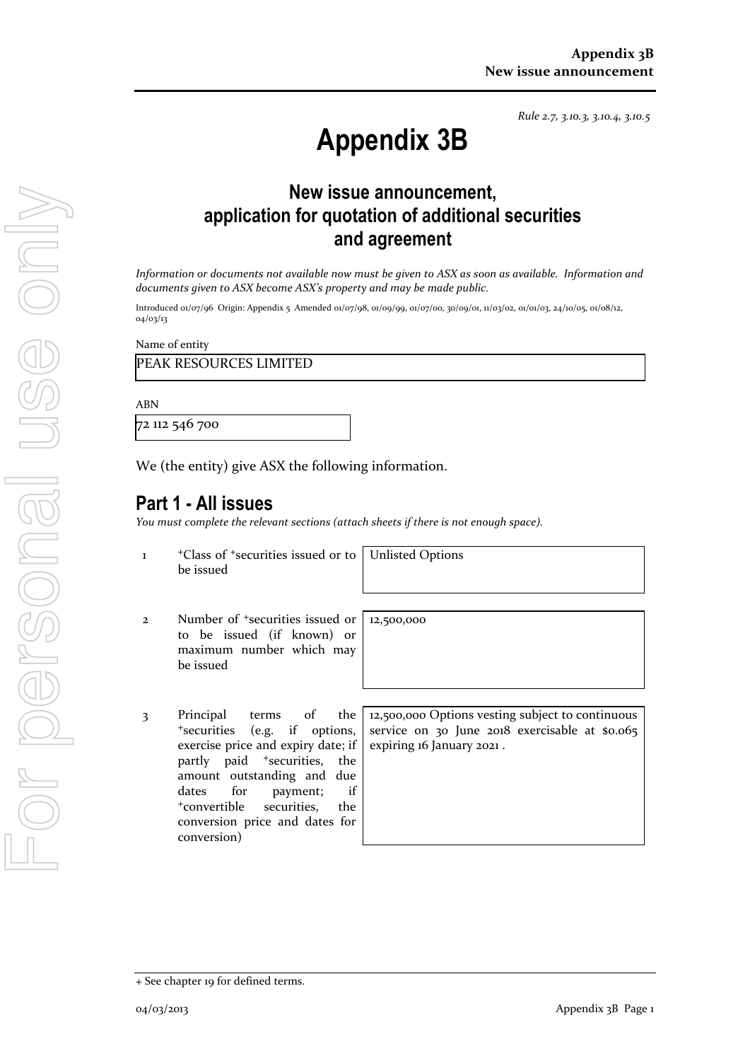*Rule 2.7, 3.10.3, 3.10.4, 3.10.5*

# Appendix 3B

## New issue announcement, application for quotation of additional securities and agreement

*Information or documents not available now must be given to ASX as soon as available. Information and documents given to ASX become ASX's property and may be made public.*

Introduced 01/07/96 Origin: Appendix 5 Amended 01/07/98, 01/09/99, 01/07/00, 30/09/01, 11/03/02, 01/01/03, 24/10/05, 01/08/12, 04/03/13

Name of entity

PEAK RESOURCES LIMITED

ABN

72 112 546 700

We (the entity) give ASX the following information.

## Part 1 - All issues

*You must complete the relevant sections (attach sheets if there is not enough space).*

| | | |
|---|---|---|
| 1 | +Class of +securities issued or to be issued | Unlisted Options |
| 2 | Number of +securities issued or to be issued (if known) or maximum number which may be issued | 12,500,000 |
| 3 | Principal terms of the +securities (e.g. if options, exercise price and expiry date; if partly paid +securities, the amount outstanding and due dates for payment; if +convertible securities, the conversion price and dates for conversion) | 12,500,000 Options vesting subject to continuous service on 30 June 2018 exercisable at $0.065 expiring 16 January 2021 . |

+ See chapter 19 for defined terms.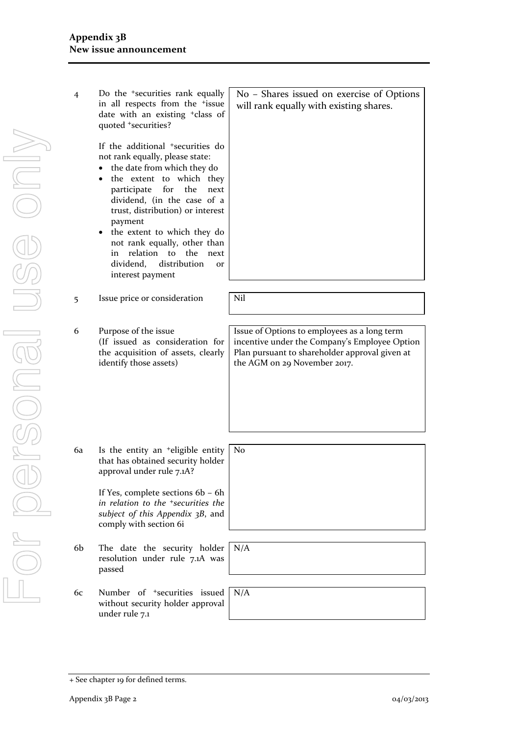| | | |
|---|---|---|
| 4 | Do the +securities rank equally in all respects from the +issue date with an existing +class of quoted +securities?<br><br>If the additional +securities do not rank equally, please state:<br>• the date from which they do<br>• the extent to which they participate for the next dividend, (in the case of a trust, distribution) or interest payment<br>• the extent to which they do not rank equally, other than in relation to the next dividend, distribution or interest payment | No – Shares issued on exercise of Options will rank equally with existing shares. |
| 5 | Issue price or consideration | Nil |
| 6 | Purpose of the issue<br>(If issued as consideration for the acquisition of assets, clearly identify those assets) | Issue of Options to employees as a long term incentive under the Company's Employee Option Plan pursuant to shareholder approval given at the AGM on 29 November 2017. |
| 6a | Is the entity an +eligible entity that has obtained security holder approval under rule 7.1A?<br><br>If Yes, complete sections 6b – 6h *in relation to the +securities the subject of this Appendix 3B*, and comply with section 6i | No |
| 6b | The date the security holder resolution under rule 7.1A was passed | N/A |
| 6c | Number of +securities issued without security holder approval under rule 7.1 | N/A |

+ See chapter 19 for defined terms.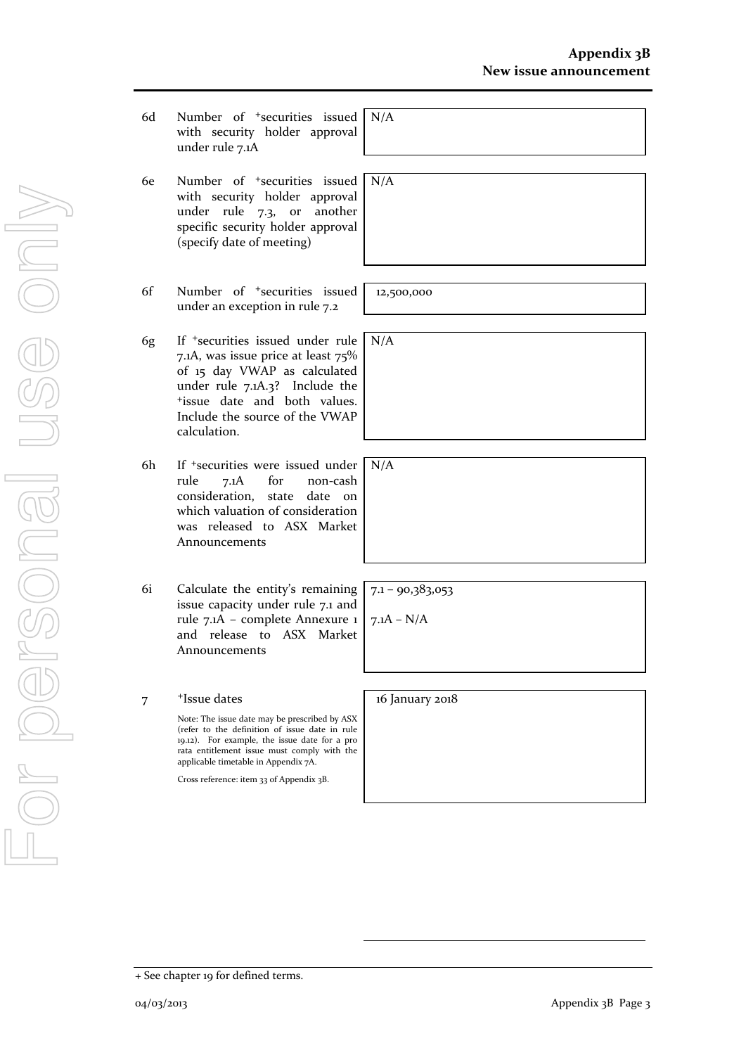| | | |
|---|---|---|
| 6d | Number of +securities issued with security holder approval under rule 7.1A | N/A |
| 6e | Number of +securities issued with security holder approval under rule 7.3, or another specific security holder approval (specify date of meeting) | N/A |
| 6f | Number of +securities issued under an exception in rule 7.2 | 12,500,000 |
| 6g | If +securities issued under rule 7.1A, was issue price at least 75% of 15 day VWAP as calculated under rule 7.1A.3? Include the +issue date and both values. Include the source of the VWAP calculation. | N/A |
| 6h | If +securities were issued under rule 7.1A for non-cash consideration, state date on which valuation of consideration was released to ASX Market Announcements | N/A |
| 6i | Calculate the entity's remaining issue capacity under rule 7.1 and rule 7.1A – complete Annexure 1 and release to ASX Market Announcements | 7.1 – 90,383,053<br><br>7.1A – N/A |
| 7 | +Issue dates<br><br>Note: The issue date may be prescribed by ASX (refer to the definition of issue date in rule 19.12). For example, the issue date for a pro rata entitlement issue must comply with the applicable timetable in Appendix 7A.<br><br>Cross reference: item 33 of Appendix 3B. | 16 January 2018 |

+ See chapter 19 for defined terms.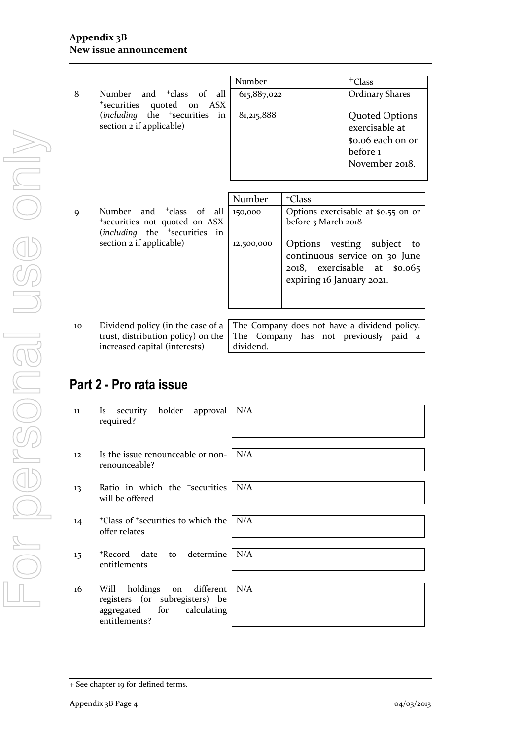| | | Number | +Class |
|---|---|---|---|
| 8 | Number and +class of all +securities quoted on ASX (*including* the +securities in section 2 if applicable) | 615,887,022 | Ordinary Shares |
| | | 81,215,888 | Quoted Options exercisable at $0.06 each on or before 1 November 2018. |

| | | Number | +Class |
|---|---|---|---|
| 9 | Number and +class of all +securities not quoted on ASX (*including* the +securities in section 2 if applicable) | 150,000 | Options exercisable at $0.55 on or before 3 March 2018 |
| | | 12,500,000 | Options vesting subject to continuous service on 30 June 2018, exercisable at $0.065 expiring 16 January 2021. |

| | | |
|---|---|---|
| 10 | Dividend policy (in the case of a trust, distribution policy) on the increased capital (interests) | The Company does not have a dividend policy. The Company has not previously paid a dividend. |

## Part 2 - Pro rata issue

| | | |
|---|---|---|
| 11 | Is security holder approval required? | N/A |
| 12 | Is the issue renounceable or non-renounceable? | N/A |
| 13 | Ratio in which the +securities will be offered | N/A |
| 14 | +Class of +securities to which the offer relates | N/A |
| 15 | +Record date to determine entitlements | N/A |
| 16 | Will holdings on different registers (or subregisters) be aggregated for calculating entitlements? | N/A |

+ See chapter 19 for defined terms.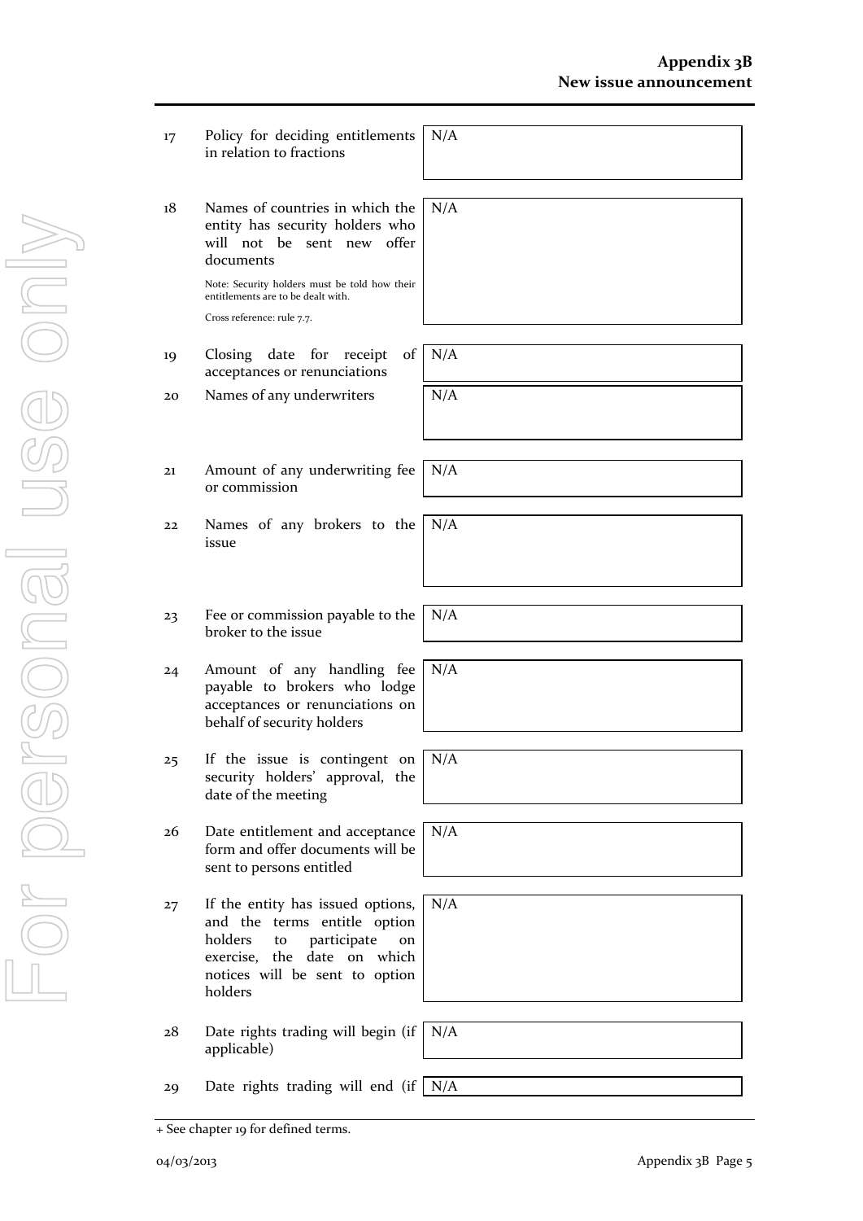| | | |
|---|---|---|
| 17 | Policy for deciding entitlements in relation to fractions | N/A |
| 18 | Names of countries in which the entity has security holders who will not be sent new offer documents<br><br>Note: Security holders must be told how their entitlements are to be dealt with.<br><br>Cross reference: rule 7.7. | N/A |
| 19 | Closing date for receipt of acceptances or renunciations | N/A |
| 20 | Names of any underwriters | N/A |
| 21 | Amount of any underwriting fee or commission | N/A |
| 22 | Names of any brokers to the issue | N/A |
| 23 | Fee or commission payable to the broker to the issue | N/A |
| 24 | Amount of any handling fee payable to brokers who lodge acceptances or renunciations on behalf of security holders | N/A |
| 25 | If the issue is contingent on security holders' approval, the date of the meeting | N/A |
| 26 | Date entitlement and acceptance form and offer documents will be sent to persons entitled | N/A |
| 27 | If the entity has issued options, and the terms entitle option holders to participate on exercise, the date on which notices will be sent to option holders | N/A |
| 28 | Date rights trading will begin (if applicable) | N/A |
| 29 | Date rights trading will end (if | N/A |

+ See chapter 19 for defined terms.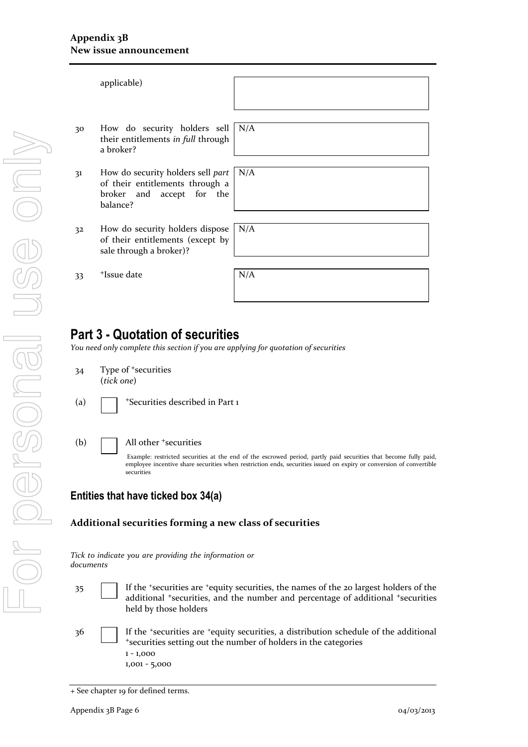applicable)

| | | |
|---|---|---|
| 30 | How do security holders sell their entitlements *in full* through a broker? | N/A |
| 31 | How do security holders sell *part* of their entitlements through a broker and accept for the balance? | N/A |
| 32 | How do security holders dispose of their entitlements (except by sale through a broker)? | N/A |
| 33 | +Issue date | N/A |

## Part 3 - Quotation of securities

*You need only complete this section if you are applying for quotation of securities*

34 Type of +securities
(*tick one*)

(a) ☐ +Securities described in Part 1

(b) ☐ All other +securities

Example: restricted securities at the end of the escrowed period, partly paid securities that become fully paid, employee incentive share securities when restriction ends, securities issued on expiry or conversion of convertible securities

### Entities that have ticked box 34(a)

**Additional securities forming a new class of securities**

*Tick to indicate you are providing the information or documents*

35 ☐ If the +securities are +equity securities, the names of the 20 largest holders of the additional +securities, and the number and percentage of additional +securities held by those holders

36 ☐ If the +securities are +equity securities, a distribution schedule of the additional +securities setting out the number of holders in the categories
1 - 1,000
1,001 - 5,000

+ See chapter 19 for defined terms.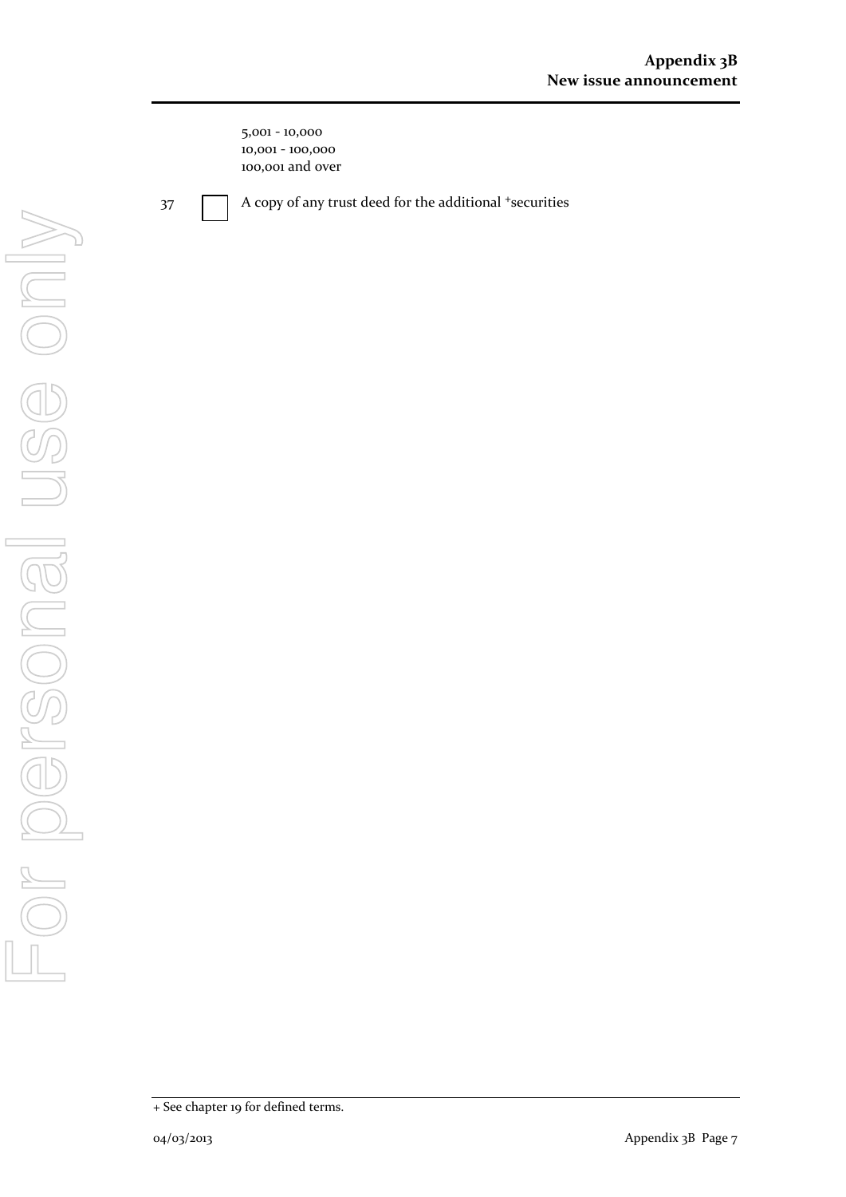5,001 - 10,000
10,001 - 100,000
100,001 and over

37 ☐ A copy of any trust deed for the additional +securities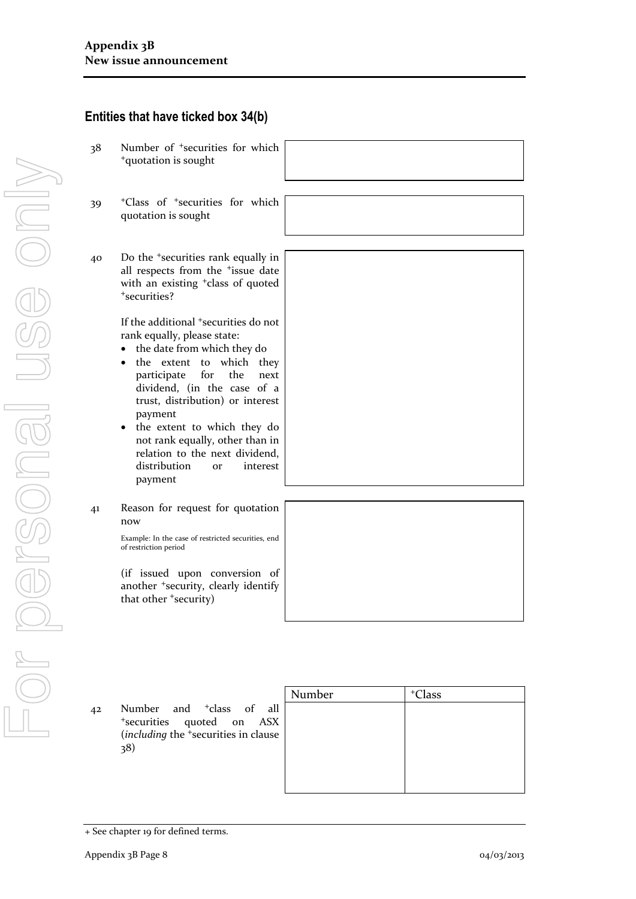## Entities that have ticked box 34(b)

38 Number of +securities for which +quotation is sought

39 +Class of +securities for which quotation is sought

40 Do the +securities rank equally in all respects from the +issue date with an existing +class of quoted +securities?

If the additional +securities do not rank equally, please state:

- the date from which they do
- the extent to which they participate for the next dividend, (in the case of a trust, distribution) or interest payment
- the extent to which they do not rank equally, other than in relation to the next dividend, distribution or interest payment

41 Reason for request for quotation now

Example: In the case of restricted securities, end of restriction period

(if issued upon conversion of another +security, clearly identify that other +security)

42 Number and +class of all +securities quoted on ASX (*including* the +securities in clause 38)

| Number | +Class |
|---|---|
| | |

+ See chapter 19 for defined terms.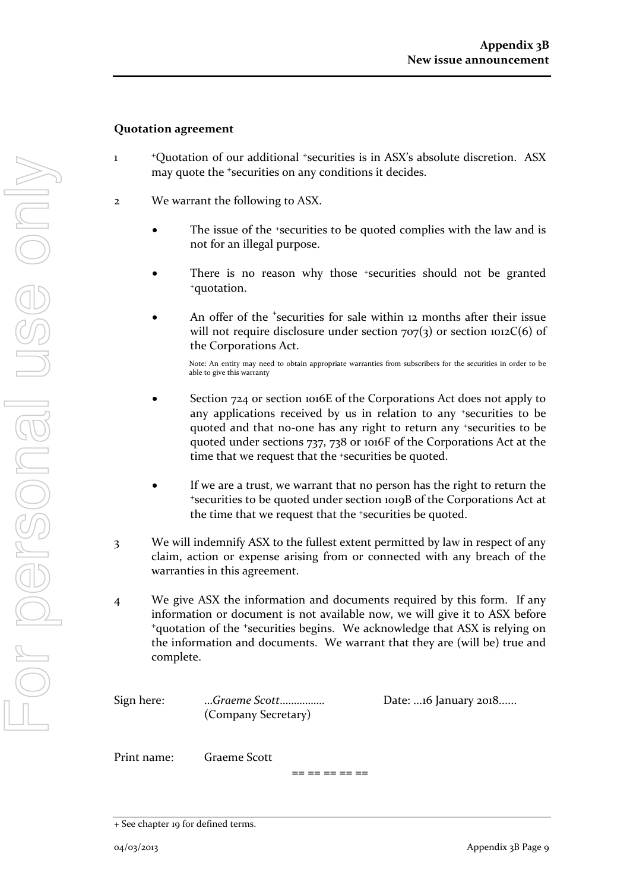## Quotation agreement

1. +Quotation of our additional +securities is in ASX's absolute discretion. ASX may quote the +securities on any conditions it decides.

2. We warrant the following to ASX.

   - The issue of the +securities to be quoted complies with the law and is not for an illegal purpose.

   - There is no reason why those +securities should not be granted +quotation.

   - An offer of the +securities for sale within 12 months after their issue will not require disclosure under section 707(3) or section 1012C(6) of the Corporations Act.

     Note: An entity may need to obtain appropriate warranties from subscribers for the securities in order to be able to give this warranty

   - Section 724 or section 1016E of the Corporations Act does not apply to any applications received by us in relation to any +securities to be quoted and that no-one has any right to return any +securities to be quoted under sections 737, 738 or 1016F of the Corporations Act at the time that we request that the +securities be quoted.

   - If we are a trust, we warrant that no person has the right to return the +securities to be quoted under section 1019B of the Corporations Act at the time that we request that the +securities be quoted.

3. We will indemnify ASX to the fullest extent permitted by law in respect of any claim, action or expense arising from or connected with any breach of the warranties in this agreement.

4. We give ASX the information and documents required by this form. If any information or document is not available now, we will give it to ASX before +quotation of the +securities begins. We acknowledge that ASX is relying on the information and documents. We warrant that they are (will be) true and complete.

Sign here: ...*Graeme Scott*................ (Company Secretary)  Date: ...16 January 2018......

Print name: Graeme Scott

== == == == ==

+ See chapter 19 for defined terms.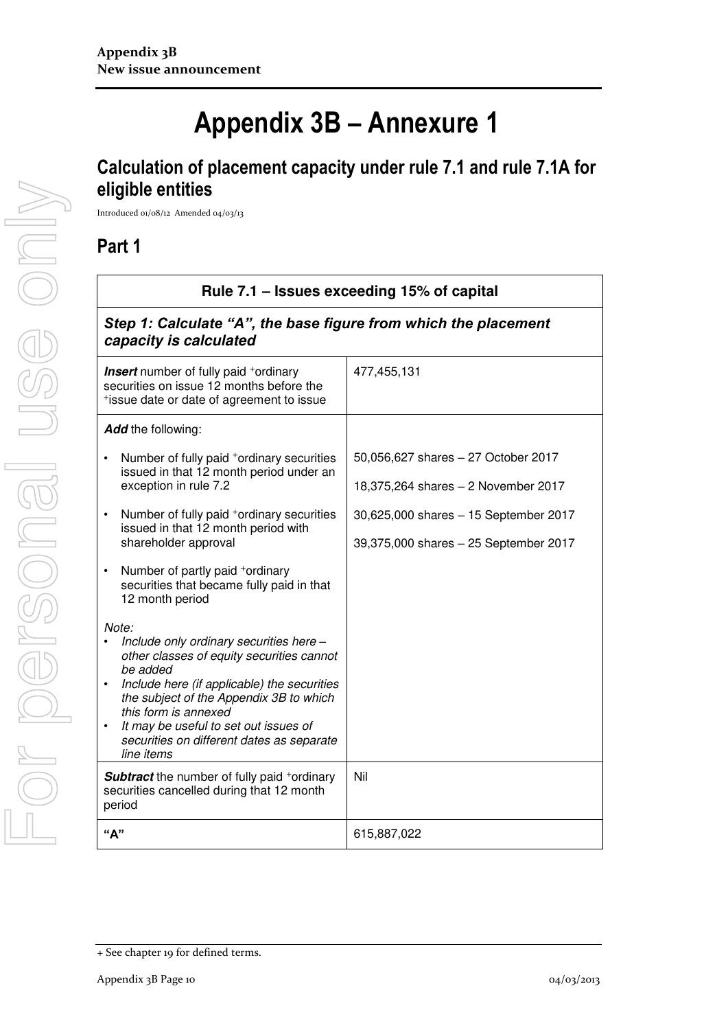# Appendix 3B – Annexure 1

## Calculation of placement capacity under rule 7.1 and rule 7.1A for eligible entities

Introduced 01/08/12 Amended 04/03/13

## Part 1

| Rule 7.1 – Issues exceeding 15% of capital | |
|---|---|
| ***Step 1: Calculate "A", the base figure from which the placement capacity is calculated*** | |
| ***Insert*** number of fully paid +ordinary securities on issue 12 months before the +issue date or date of agreement to issue | 477,455,131 |
| ***Add*** the following:<br>• Number of fully paid +ordinary securities issued in that 12 month period under an exception in rule 7.2<br>• Number of fully paid +ordinary securities issued in that 12 month period with shareholder approval<br>• Number of partly paid +ordinary securities that became fully paid in that 12 month period<br>*Note:*<br>• *Include only ordinary securities here – other classes of equity securities cannot be added*<br>• *Include here (if applicable) the securities the subject of the Appendix 3B to which this form is annexed*<br>• *It may be useful to set out issues of securities on different dates as separate line items* | 50,056,627 shares – 27 October 2017<br>18,375,264 shares – 2 November 2017<br>30,625,000 shares – 15 September 2017<br>39,375,000 shares – 25 September 2017 |
| ***Subtract*** the number of fully paid +ordinary securities cancelled during that 12 month period | Nil |
| **"A"** | 615,887,022 |

+ See chapter 19 for defined terms.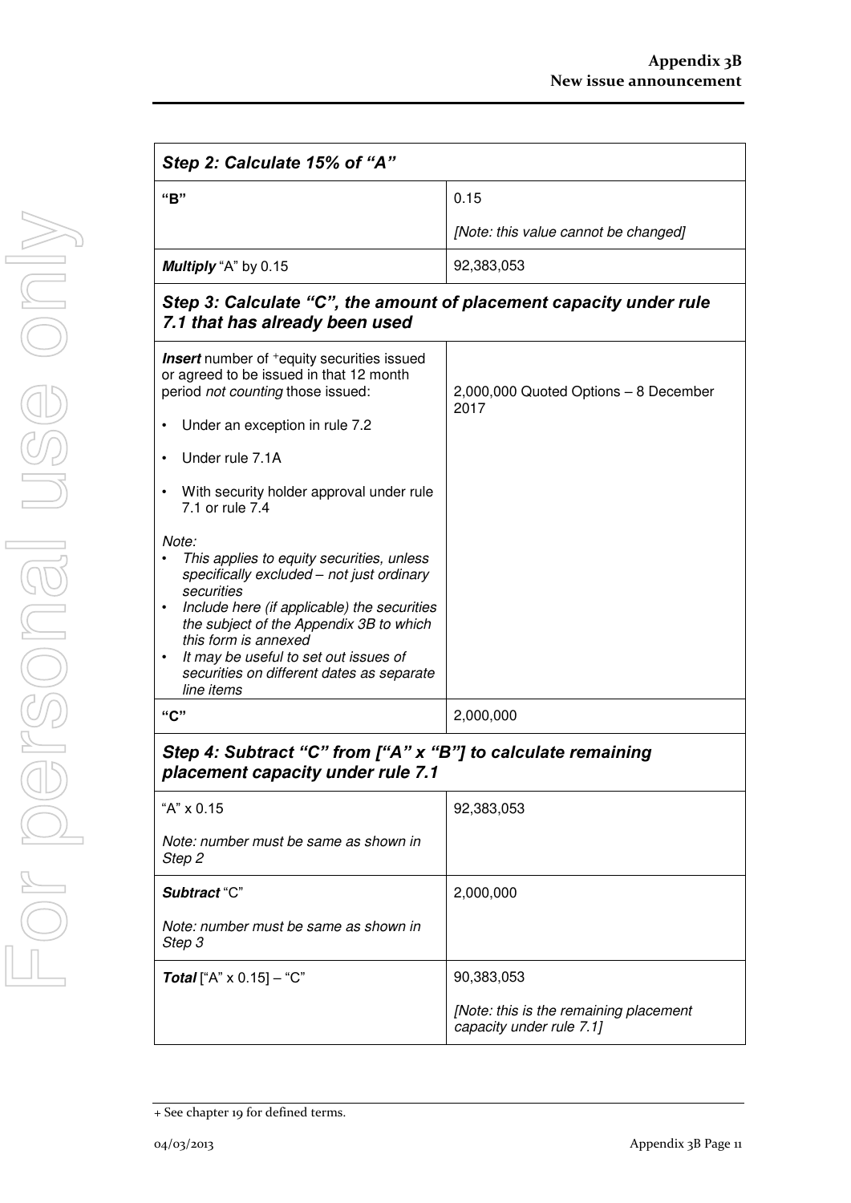| Step 2: Calculate 15% of "A" | |
|---|---|
| **"B"** | 0.15<br><br>*[Note: this value cannot be changed]* |
| ***Multiply*** "A" by 0.15 | 92,383,053 |
| **Step 3: Calculate "C", the amount of placement capacity under rule 7.1 that has already been used** | |
| ***Insert*** number of +equity securities issued or agreed to be issued in that 12 month period *not counting* those issued:<br><br>• Under an exception in rule 7.2<br><br>• Under rule 7.1A<br><br>• With security holder approval under rule 7.1 or rule 7.4<br><br>*Note:*<br>• *This applies to equity securities, unless specifically excluded – not just ordinary securities*<br>• *Include here (if applicable) the securities the subject of the Appendix 3B to which this form is annexed*<br>• *It may be useful to set out issues of securities on different dates as separate line items* | 2,000,000 Quoted Options – 8 December 2017 |
| **"C"** | 2,000,000 |
| **Step 4: Subtract "C" from ["A" x "B"] to calculate remaining placement capacity under rule 7.1** | |
| "A" x 0.15<br><br>*Note: number must be same as shown in Step 2* | 92,383,053 |
| ***Subtract*** "C"<br><br>*Note: number must be same as shown in Step 3* | 2,000,000 |
| ***Total*** ["A" x 0.15] – "C" | 90,383,053<br><br>*[Note: this is the remaining placement capacity under rule 7.1]* |

+ See chapter 19 for defined terms.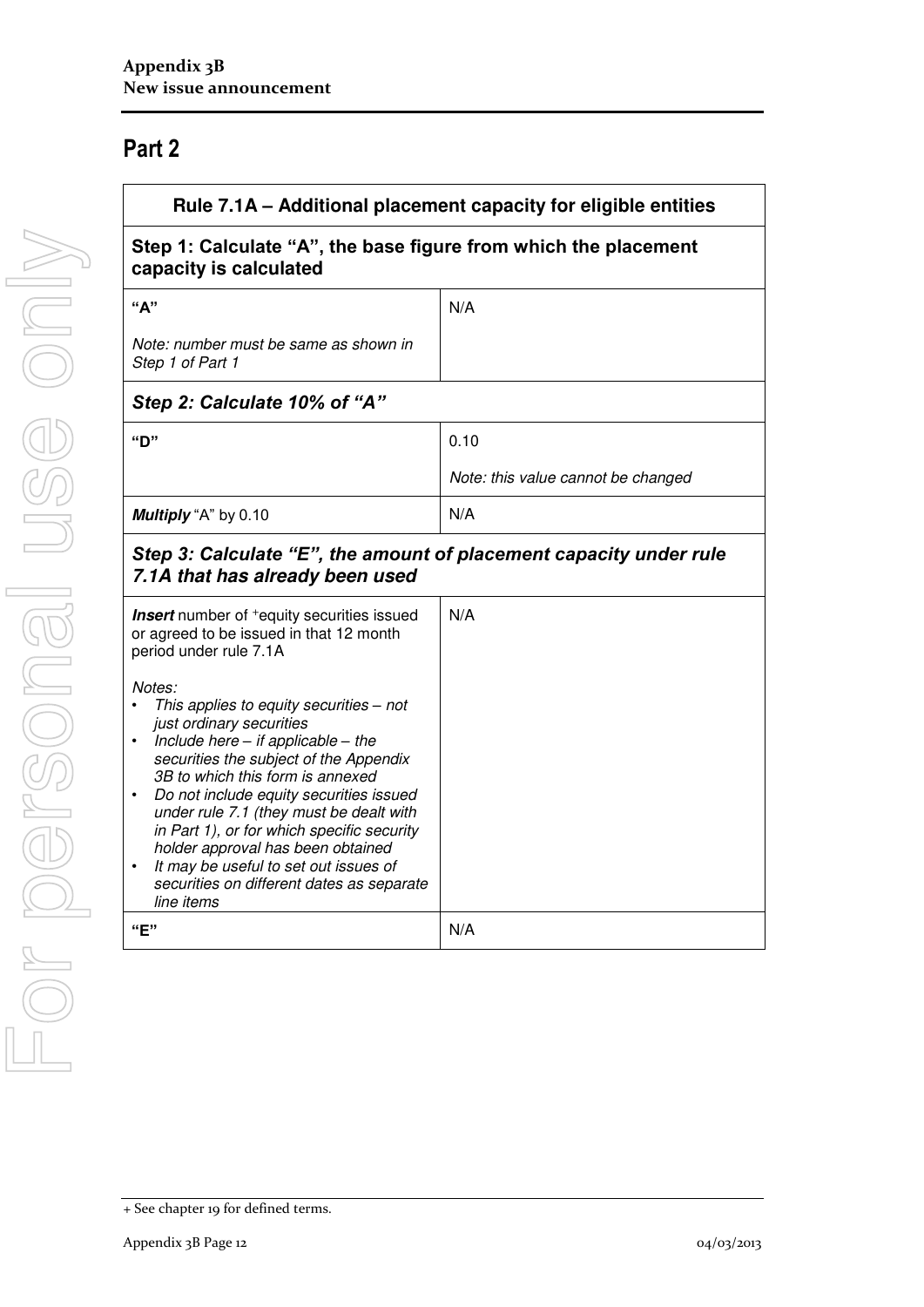## Part 2

| Rule 7.1A – Additional placement capacity for eligible entities | |
|---|---|
| **Step 1: Calculate "A", the base figure from which the placement capacity is calculated** | |
| **"A"**<br><br>*Note: number must be same as shown in Step 1 of Part 1* | N/A |
| ***Step 2: Calculate 10% of "A"*** | |
| **"D"** | 0.10<br><br>*Note: this value cannot be changed* |
| ***Multiply*** "A" by 0.10 | N/A |
| ***Step 3: Calculate "E", the amount of placement capacity under rule 7.1A that has already been used*** | |
| ***Insert*** number of +equity securities issued or agreed to be issued in that 12 month period under rule 7.1A<br><br>*Notes:*<br>• *This applies to equity securities – not just ordinary securities*<br>• *Include here – if applicable – the securities the subject of the Appendix 3B to which this form is annexed*<br>• *Do not include equity securities issued under rule 7.1 (they must be dealt with in Part 1), or for which specific security holder approval has been obtained*<br>• *It may be useful to set out issues of securities on different dates as separate line items* | N/A |
| **"E"** | N/A |

+ See chapter 19 for defined terms.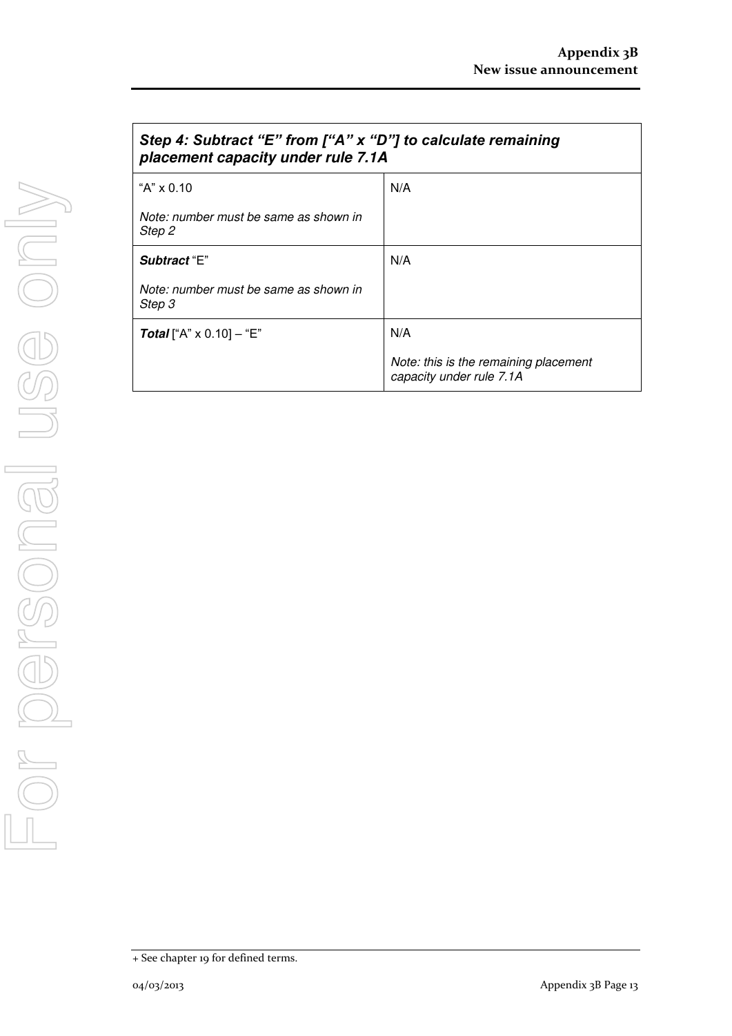| *Step 4: Subtract “E” from [“A” x “D”] to calculate remaining placement capacity under rule 7.1A* | |
|---|---|
| “A” x 0.10<br><br>*Note: number must be same as shown in Step 2* | N/A |
| ***Subtract*** “E”<br><br>*Note: number must be same as shown in Step 3* | N/A |
| ***Total*** [“A” x 0.10] – “E” | N/A<br><br>*Note: this is the remaining placement capacity under rule 7.1A* |

+ See chapter 19 for defined terms.